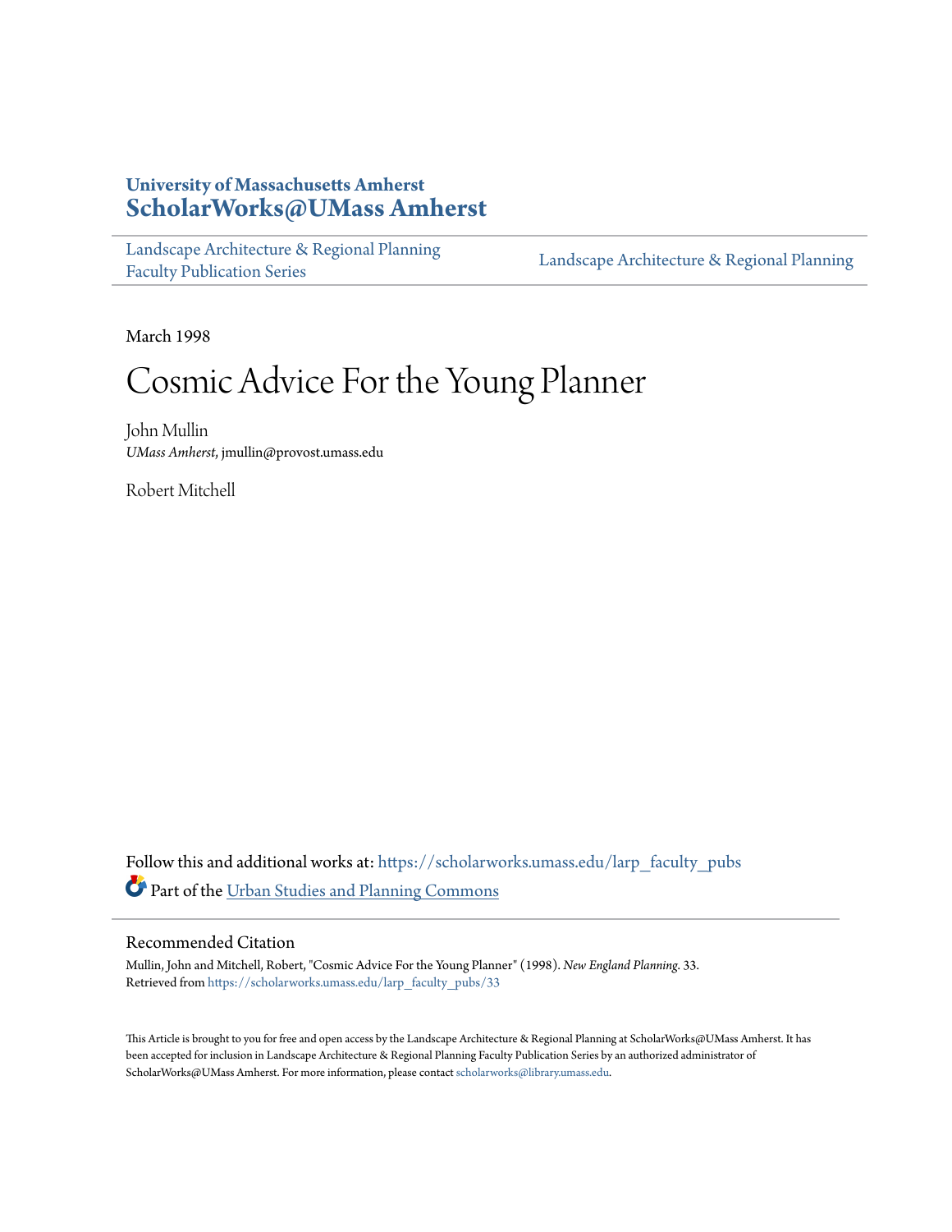University of Massachusetts Amherst
**ScholarWorks@UMass Amherst**

Landscape Architecture & Regional Planning Faculty Publication Series | Landscape Architecture & Regional Planning

March 1998

# Cosmic Advice For the Young Planner

John Mullin
*UMass Amherst*, jmullin@provost.umass.edu

Robert Mitchell

Follow this and additional works at: https://scholarworks.umass.edu/larp_faculty_pubs

Part of the Urban Studies and Planning Commons

## Recommended Citation

Mullin, John and Mitchell, Robert, "Cosmic Advice For the Young Planner" (1998). *New England Planning*. 33.
Retrieved from https://scholarworks.umass.edu/larp_faculty_pubs/33

This Article is brought to you for free and open access by the Landscape Architecture & Regional Planning at ScholarWorks@UMass Amherst. It has been accepted for inclusion in Landscape Architecture & Regional Planning Faculty Publication Series by an authorized administrator of ScholarWorks@UMass Amherst. For more information, please contact scholarworks@library.umass.edu.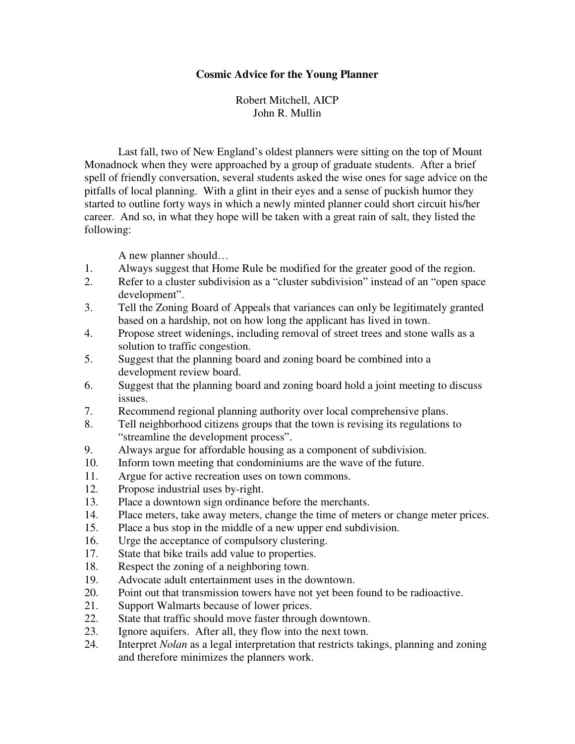**Cosmic Advice for the Young Planner**

Robert Mitchell, AICP
John R. Mullin

Last fall, two of New England's oldest planners were sitting on the top of Mount Monadnock when they were approached by a group of graduate students. After a brief spell of friendly conversation, several students asked the wise ones for sage advice on the pitfalls of local planning. With a glint in their eyes and a sense of puckish humor they started to outline forty ways in which a newly minted planner could short circuit his/her career. And so, in what they hope will be taken with a great rain of salt, they listed the following:

A new planner should…

1. Always suggest that Home Rule be modified for the greater good of the region.
2. Refer to a cluster subdivision as a "cluster subdivision" instead of an "open space development".
3. Tell the Zoning Board of Appeals that variances can only be legitimately granted based on a hardship, not on how long the applicant has lived in town.
4. Propose street widenings, including removal of street trees and stone walls as a solution to traffic congestion.
5. Suggest that the planning board and zoning board be combined into a development review board.
6. Suggest that the planning board and zoning board hold a joint meeting to discuss issues.
7. Recommend regional planning authority over local comprehensive plans.
8. Tell neighborhood citizens groups that the town is revising its regulations to "streamline the development process".
9. Always argue for affordable housing as a component of subdivision.
10. Inform town meeting that condominiums are the wave of the future.
11. Argue for active recreation uses on town commons.
12. Propose industrial uses by-right.
13. Place a downtown sign ordinance before the merchants.
14. Place meters, take away meters, change the time of meters or change meter prices.
15. Place a bus stop in the middle of a new upper end subdivision.
16. Urge the acceptance of compulsory clustering.
17. State that bike trails add value to properties.
18. Respect the zoning of a neighboring town.
19. Advocate adult entertainment uses in the downtown.
20. Point out that transmission towers have not yet been found to be radioactive.
21. Support Walmarts because of lower prices.
22. State that traffic should move faster through downtown.
23. Ignore aquifers. After all, they flow into the next town.
24. Interpret *Nolan* as a legal interpretation that restricts takings, planning and zoning and therefore minimizes the planners work.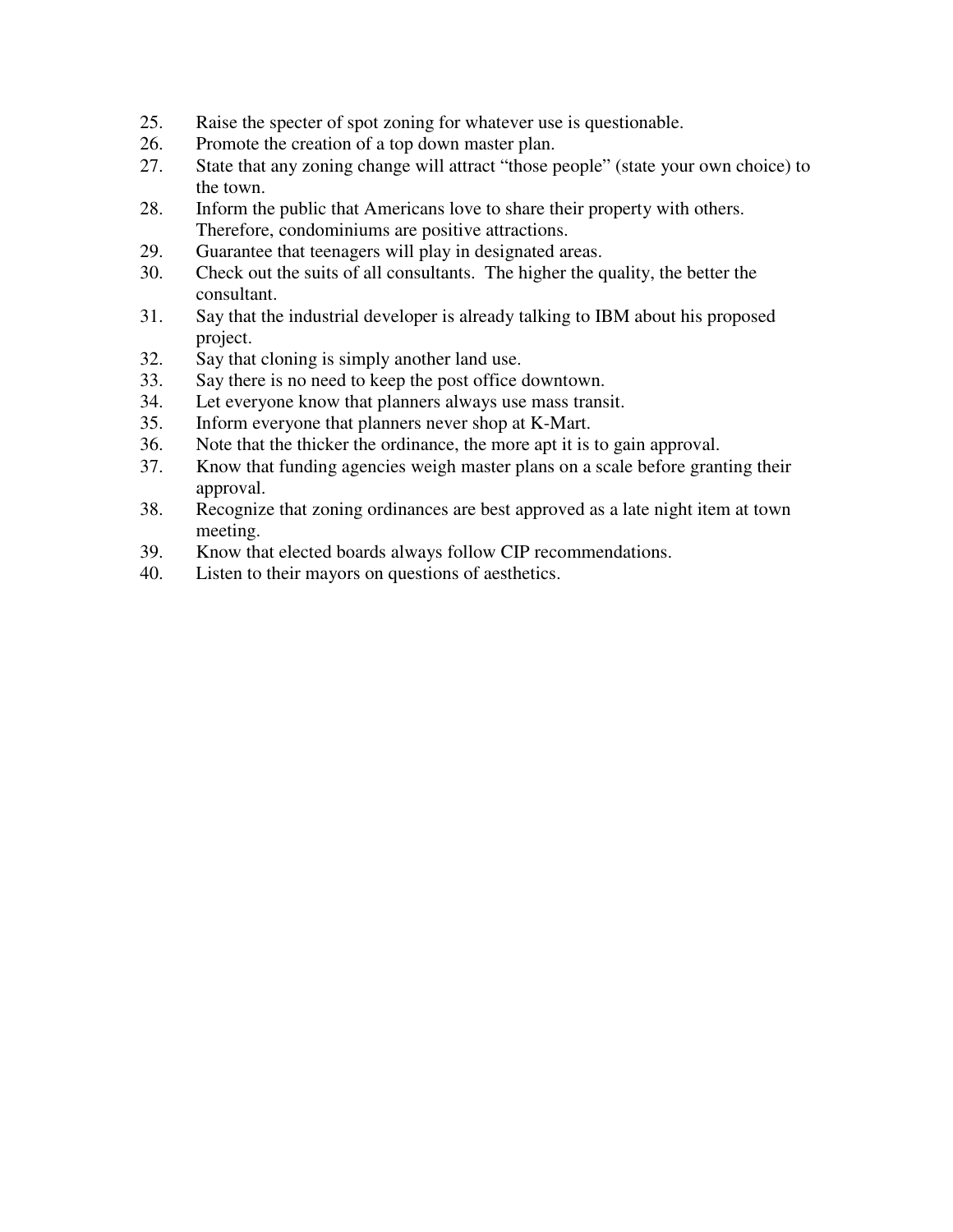25. Raise the specter of spot zoning for whatever use is questionable.
26. Promote the creation of a top down master plan.
27. State that any zoning change will attract "those people" (state your own choice) to the town.
28. Inform the public that Americans love to share their property with others. Therefore, condominiums are positive attractions.
29. Guarantee that teenagers will play in designated areas.
30. Check out the suits of all consultants. The higher the quality, the better the consultant.
31. Say that the industrial developer is already talking to IBM about his proposed project.
32. Say that cloning is simply another land use.
33. Say there is no need to keep the post office downtown.
34. Let everyone know that planners always use mass transit.
35. Inform everyone that planners never shop at K-Mart.
36. Note that the thicker the ordinance, the more apt it is to gain approval.
37. Know that funding agencies weigh master plans on a scale before granting their approval.
38. Recognize that zoning ordinances are best approved as a late night item at town meeting.
39. Know that elected boards always follow CIP recommendations.
40. Listen to their mayors on questions of aesthetics.